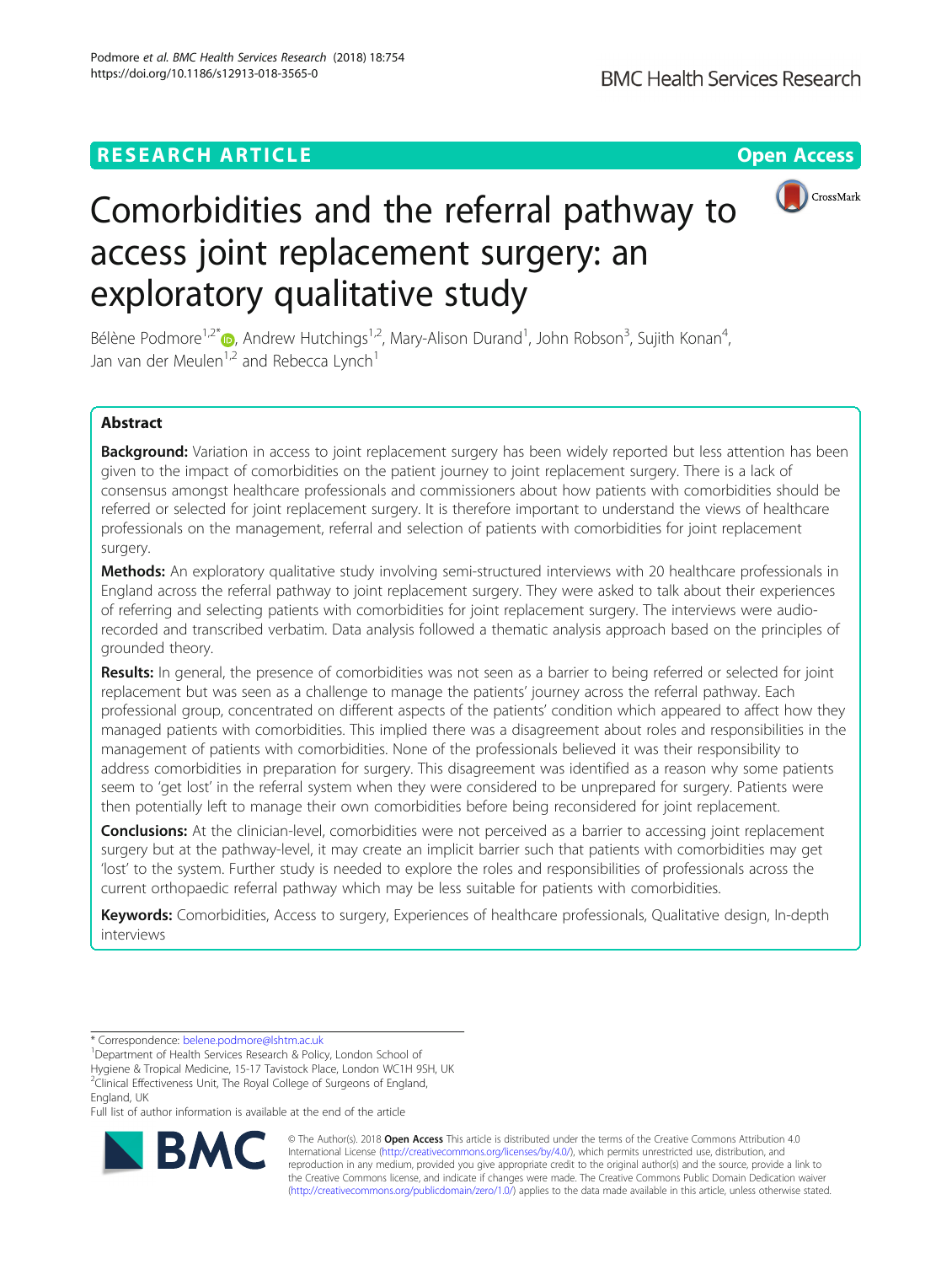RESEARCH ARTICLE

Open Access

# Comorbidities and the referral pathway to access joint replacement surgery: an exploratory qualitative study

Bélène Podmore[1,2*], Andrew Hutchings[1,2], Mary-Alison Durand[1], John Robson[3], Sujith Konan[4], Jan van der Meulen[1,2] and Rebecca Lynch[1]

## Abstract

**Background:** Variation in access to joint replacement surgery has been widely reported but less attention has been given to the impact of comorbidities on the patient journey to joint replacement surgery. There is a lack of consensus amongst healthcare professionals and commissioners about how patients with comorbidities should be referred or selected for joint replacement surgery. It is therefore important to understand the views of healthcare professionals on the management, referral and selection of patients with comorbidities for joint replacement surgery.

**Methods:** An exploratory qualitative study involving semi-structured interviews with 20 healthcare professionals in England across the referral pathway to joint replacement surgery. They were asked to talk about their experiences of referring and selecting patients with comorbidities for joint replacement surgery. The interviews were audio-recorded and transcribed verbatim. Data analysis followed a thematic analysis approach based on the principles of grounded theory.

**Results:** In general, the presence of comorbidities was not seen as a barrier to being referred or selected for joint replacement but was seen as a challenge to manage the patients' journey across the referral pathway. Each professional group, concentrated on different aspects of the patients' condition which appeared to affect how they managed patients with comorbidities. This implied there was a disagreement about roles and responsibilities in the management of patients with comorbidities. None of the professionals believed it was their responsibility to address comorbidities in preparation for surgery. This disagreement was identified as a reason why some patients seem to 'get lost' in the referral system when they were considered to be unprepared for surgery. Patients were then potentially left to manage their own comorbidities before being reconsidered for joint replacement.

**Conclusions:** At the clinician-level, comorbidities were not perceived as a barrier to accessing joint replacement surgery but at the pathway-level, it may create an implicit barrier such that patients with comorbidities may get 'lost' to the system. Further study is needed to explore the roles and responsibilities of professionals across the current orthopaedic referral pathway which may be less suitable for patients with comorbidities.

**Keywords:** Comorbidities, Access to surgery, Experiences of healthcare professionals, Qualitative design, In-depth interviews

---

* Correspondence: belene.podmore@lshtm.ac.uk
[1]Department of Health Services Research & Policy, London School of Hygiene & Tropical Medicine, 15-17 Tavistock Place, London WC1H 9SH, UK
[2]Clinical Effectiveness Unit, The Royal College of Surgeons of England, England, UK
Full list of author information is available at the end of the article

© The Author(s). 2018 **Open Access** This article is distributed under the terms of the Creative Commons Attribution 4.0 International License (http://creativecommons.org/licenses/by/4.0/), which permits unrestricted use, distribution, and reproduction in any medium, provided you give appropriate credit to the original author(s) and the source, provide a link to the Creative Commons license, and indicate if changes were made. The Creative Commons Public Domain Dedication waiver (http://creativecommons.org/publicdomain/zero/1.0/) applies to the data made available in this article, unless otherwise stated.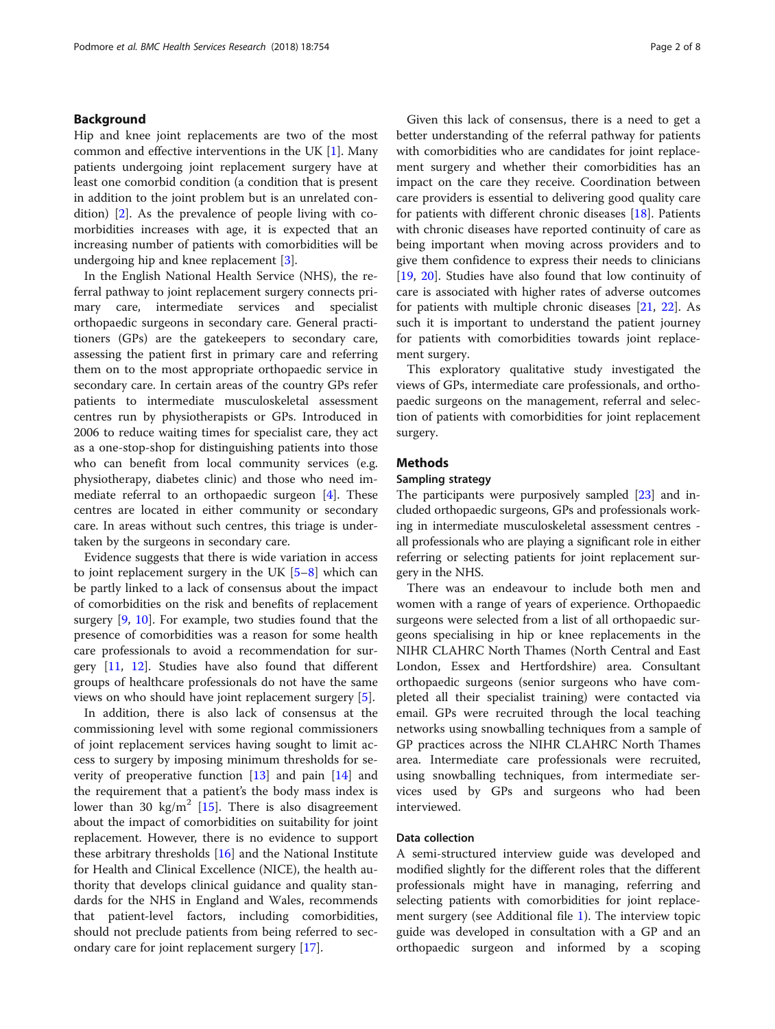## Background

Hip and knee joint replacements are two of the most common and effective interventions in the UK [1]. Many patients undergoing joint replacement surgery have at least one comorbid condition (a condition that is present in addition to the joint problem but is an unrelated condition) [2]. As the prevalence of people living with comorbidities increases with age, it is expected that an increasing number of patients with comorbidities will be undergoing hip and knee replacement [3].

In the English National Health Service (NHS), the referral pathway to joint replacement surgery connects primary care, intermediate services and specialist orthopaedic surgeons in secondary care. General practitioners (GPs) are the gatekeepers to secondary care, assessing the patient first in primary care and referring them on to the most appropriate orthopaedic service in secondary care. In certain areas of the country GPs refer patients to intermediate musculoskeletal assessment centres run by physiotherapists or GPs. Introduced in 2006 to reduce waiting times for specialist care, they act as a one-stop-shop for distinguishing patients into those who can benefit from local community services (e.g. physiotherapy, diabetes clinic) and those who need immediate referral to an orthopaedic surgeon [4]. These centres are located in either community or secondary care. In areas without such centres, this triage is undertaken by the surgeons in secondary care.

Evidence suggests that there is wide variation in access to joint replacement surgery in the UK [5–8] which can be partly linked to a lack of consensus about the impact of comorbidities on the risk and benefits of replacement surgery [9, 10]. For example, two studies found that the presence of comorbidities was a reason for some health care professionals to avoid a recommendation for surgery [11, 12]. Studies have also found that different groups of healthcare professionals do not have the same views on who should have joint replacement surgery [5].

In addition, there is also lack of consensus at the commissioning level with some regional commissioners of joint replacement services having sought to limit access to surgery by imposing minimum thresholds for severity of preoperative function [13] and pain [14] and the requirement that a patient's the body mass index is lower than 30 kg/m$^2$ [15]. There is also disagreement about the impact of comorbidities on suitability for joint replacement. However, there is no evidence to support these arbitrary thresholds [16] and the National Institute for Health and Clinical Excellence (NICE), the health authority that develops clinical guidance and quality standards for the NHS in England and Wales, recommends that patient-level factors, including comorbidities, should not preclude patients from being referred to secondary care for joint replacement surgery [17].

Given this lack of consensus, there is a need to get a better understanding of the referral pathway for patients with comorbidities who are candidates for joint replacement surgery and whether their comorbidities has an impact on the care they receive. Coordination between care providers is essential to delivering good quality care for patients with different chronic diseases [18]. Patients with chronic diseases have reported continuity of care as being important when moving across providers and to give them confidence to express their needs to clinicians [19, 20]. Studies have also found that low continuity of care is associated with higher rates of adverse outcomes for patients with multiple chronic diseases [21, 22]. As such it is important to understand the patient journey for patients with comorbidities towards joint replacement surgery.

This exploratory qualitative study investigated the views of GPs, intermediate care professionals, and orthopaedic surgeons on the management, referral and selection of patients with comorbidities for joint replacement surgery.

## Methods

### Sampling strategy

The participants were purposively sampled [23] and included orthopaedic surgeons, GPs and professionals working in intermediate musculoskeletal assessment centres - all professionals who are playing a significant role in either referring or selecting patients for joint replacement surgery in the NHS.

There was an endeavour to include both men and women with a range of years of experience. Orthopaedic surgeons were selected from a list of all orthopaedic surgeons specialising in hip or knee replacements in the NIHR CLAHRC North Thames (North Central and East London, Essex and Hertfordshire) area. Consultant orthopaedic surgeons (senior surgeons who have completed all their specialist training) were contacted via email. GPs were recruited through the local teaching networks using snowballing techniques from a sample of GP practices across the NIHR CLAHRC North Thames area. Intermediate care professionals were recruited, using snowballing techniques, from intermediate services used by GPs and surgeons who had been interviewed.

### Data collection

A semi-structured interview guide was developed and modified slightly for the different roles that the different professionals might have in managing, referring and selecting patients with comorbidities for joint replacement surgery (see Additional file 1). The interview topic guide was developed in consultation with a GP and an orthopaedic surgeon and informed by a scoping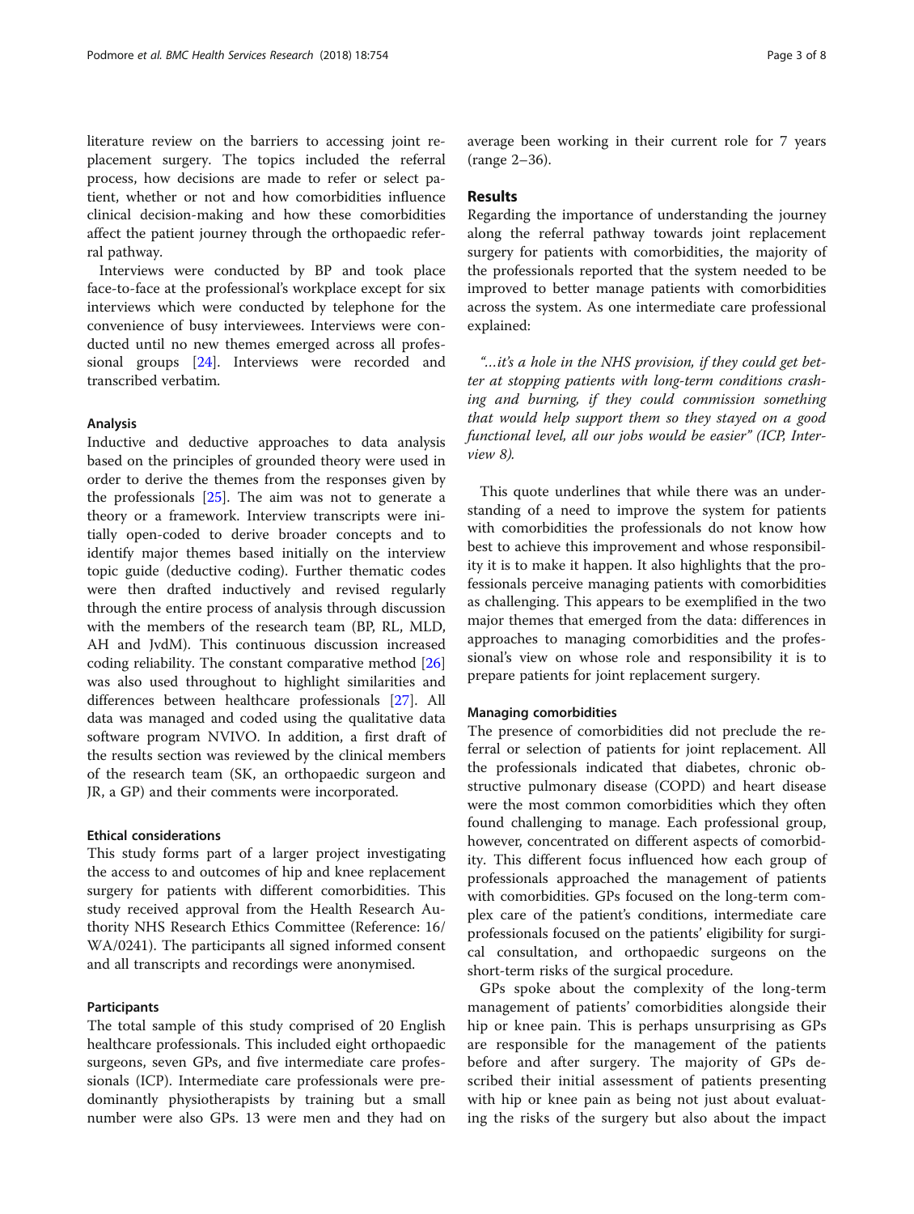literature review on the barriers to accessing joint replacement surgery. The topics included the referral process, how decisions are made to refer or select patient, whether or not and how comorbidities influence clinical decision-making and how these comorbidities affect the patient journey through the orthopaedic referral pathway.

Interviews were conducted by BP and took place face-to-face at the professional's workplace except for six interviews which were conducted by telephone for the convenience of busy interviewees. Interviews were conducted until no new themes emerged across all professional groups [24]. Interviews were recorded and transcribed verbatim.

### Analysis

Inductive and deductive approaches to data analysis based on the principles of grounded theory were used in order to derive the themes from the responses given by the professionals [25]. The aim was not to generate a theory or a framework. Interview transcripts were initially open-coded to derive broader concepts and to identify major themes based initially on the interview topic guide (deductive coding). Further thematic codes were then drafted inductively and revised regularly through the entire process of analysis through discussion with the members of the research team (BP, RL, MLD, AH and JvdM). This continuous discussion increased coding reliability. The constant comparative method [26] was also used throughout to highlight similarities and differences between healthcare professionals [27]. All data was managed and coded using the qualitative data software program NVIVO. In addition, a first draft of the results section was reviewed by the clinical members of the research team (SK, an orthopaedic surgeon and JR, a GP) and their comments were incorporated.

### Ethical considerations

This study forms part of a larger project investigating the access to and outcomes of hip and knee replacement surgery for patients with different comorbidities. This study received approval from the Health Research Authority NHS Research Ethics Committee (Reference: 16/WA/0241). The participants all signed informed consent and all transcripts and recordings were anonymised.

### Participants

The total sample of this study comprised of 20 English healthcare professionals. This included eight orthopaedic surgeons, seven GPs, and five intermediate care professionals (ICP). Intermediate care professionals were predominantly physiotherapists by training but a small number were also GPs. 13 were men and they had on average been working in their current role for 7 years (range 2–36).

## Results

Regarding the importance of understanding the journey along the referral pathway towards joint replacement surgery for patients with comorbidities, the majority of the professionals reported that the system needed to be improved to better manage patients with comorbidities across the system. As one intermediate care professional explained:

> *"…it's a hole in the NHS provision, if they could get better at stopping patients with long-term conditions crashing and burning, if they could commission something that would help support them so they stayed on a good functional level, all our jobs would be easier" (ICP, Interview 8).*

This quote underlines that while there was an understanding of a need to improve the system for patients with comorbidities the professionals do not know how best to achieve this improvement and whose responsibility it is to make it happen. It also highlights that the professionals perceive managing patients with comorbidities as challenging. This appears to be exemplified in the two major themes that emerged from the data: differences in approaches to managing comorbidities and the professional's view on whose role and responsibility it is to prepare patients for joint replacement surgery.

### Managing comorbidities

The presence of comorbidities did not preclude the referral or selection of patients for joint replacement. All the professionals indicated that diabetes, chronic obstructive pulmonary disease (COPD) and heart disease were the most common comorbidities which they often found challenging to manage. Each professional group, however, concentrated on different aspects of comorbidity. This different focus influenced how each group of professionals approached the management of patients with comorbidities. GPs focused on the long-term complex care of the patient's conditions, intermediate care professionals focused on the patients' eligibility for surgical consultation, and orthopaedic surgeons on the short-term risks of the surgical procedure.

GPs spoke about the complexity of the long-term management of patients' comorbidities alongside their hip or knee pain. This is perhaps unsurprising as GPs are responsible for the management of the patients before and after surgery. The majority of GPs described their initial assessment of patients presenting with hip or knee pain as being not just about evaluating the risks of the surgery but also about the impact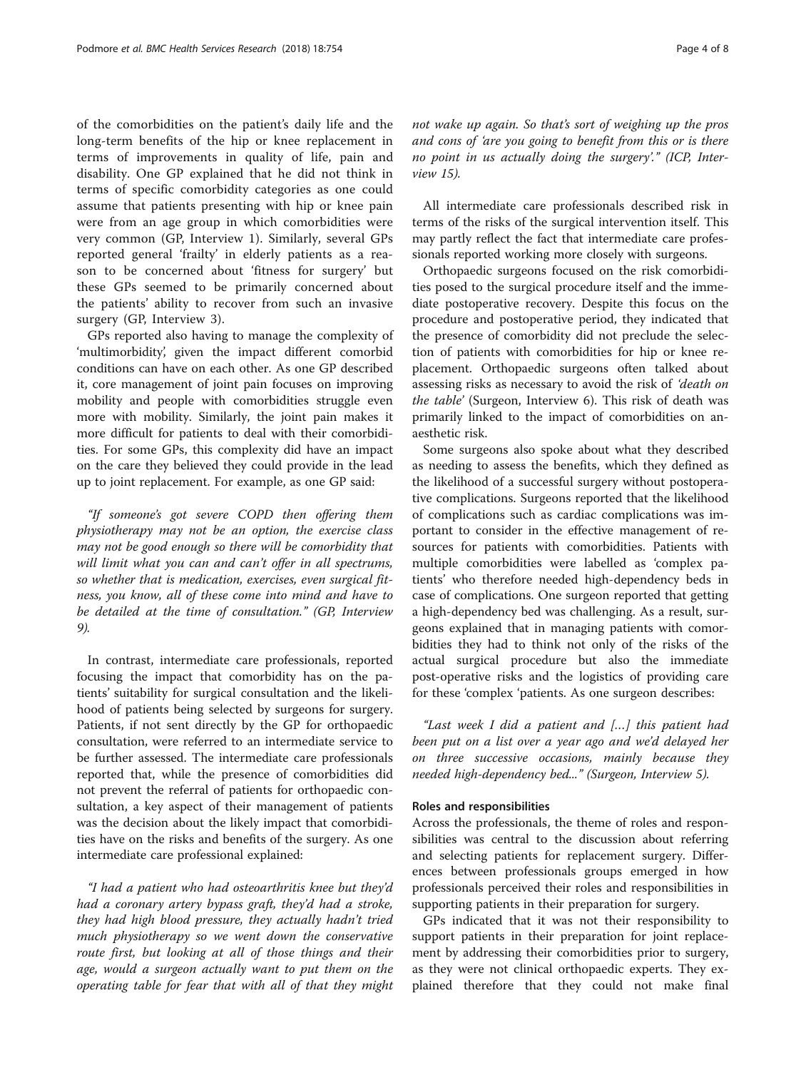of the comorbidities on the patient's daily life and the long-term benefits of the hip or knee replacement in terms of improvements in quality of life, pain and disability. One GP explained that he did not think in terms of specific comorbidity categories as one could assume that patients presenting with hip or knee pain were from an age group in which comorbidities were very common (GP, Interview 1). Similarly, several GPs reported general 'frailty' in elderly patients as a reason to be concerned about 'fitness for surgery' but these GPs seemed to be primarily concerned about the patients' ability to recover from such an invasive surgery (GP, Interview 3).

GPs reported also having to manage the complexity of 'multimorbidity', given the impact different comorbid conditions can have on each other. As one GP described it, core management of joint pain focuses on improving mobility and people with comorbidities struggle even more with mobility. Similarly, the joint pain makes it more difficult for patients to deal with their comorbidities. For some GPs, this complexity did have an impact on the care they believed they could provide in the lead up to joint replacement. For example, as one GP said:

*"If someone's got severe COPD then offering them physiotherapy may not be an option, the exercise class may not be good enough so there will be comorbidity that will limit what you can and can't offer in all spectrums, so whether that is medication, exercises, even surgical fitness, you know, all of these come into mind and have to be detailed at the time of consultation." (GP, Interview 9).*

In contrast, intermediate care professionals, reported focusing the impact that comorbidity has on the patients' suitability for surgical consultation and the likelihood of patients being selected by surgeons for surgery. Patients, if not sent directly by the GP for orthopaedic consultation, were referred to an intermediate service to be further assessed. The intermediate care professionals reported that, while the presence of comorbidities did not prevent the referral of patients for orthopaedic consultation, a key aspect of their management of patients was the decision about the likely impact that comorbidities have on the risks and benefits of the surgery. As one intermediate care professional explained:

*"I had a patient who had osteoarthritis knee but they'd had a coronary artery bypass graft, they'd had a stroke, they had high blood pressure, they actually hadn't tried much physiotherapy so we went down the conservative route first, but looking at all of those things and their age, would a surgeon actually want to put them on the operating table for fear that with all of that they might not wake up again. So that's sort of weighing up the pros and cons of 'are you going to benefit from this or is there no point in us actually doing the surgery'." (ICP, Interview 15).*

All intermediate care professionals described risk in terms of the risks of the surgical intervention itself. This may partly reflect the fact that intermediate care professionals reported working more closely with surgeons.

Orthopaedic surgeons focused on the risk comorbidities posed to the surgical procedure itself and the immediate postoperative recovery. Despite this focus on the procedure and postoperative period, they indicated that the presence of comorbidity did not preclude the selection of patients with comorbidities for hip or knee replacement. Orthopaedic surgeons often talked about assessing risks as necessary to avoid the risk of *'death on the table'* (Surgeon, Interview 6). This risk of death was primarily linked to the impact of comorbidities on anaesthetic risk.

Some surgeons also spoke about what they described as needing to assess the benefits, which they defined as the likelihood of a successful surgery without postoperative complications. Surgeons reported that the likelihood of complications such as cardiac complications was important to consider in the effective management of resources for patients with comorbidities. Patients with multiple comorbidities were labelled as 'complex patients' who therefore needed high-dependency beds in case of complications. One surgeon reported that getting a high-dependency bed was challenging. As a result, surgeons explained that in managing patients with comorbidities they had to think not only of the risks of the actual surgical procedure but also the immediate post-operative risks and the logistics of providing care for these 'complex 'patients. As one surgeon describes:

*"Last week I did a patient and [...] this patient had been put on a list over a year ago and we'd delayed her on three successive occasions, mainly because they needed high-dependency bed..." (Surgeon, Interview 5).*

### Roles and responsibilities

Across the professionals, the theme of roles and responsibilities was central to the discussion about referring and selecting patients for replacement surgery. Differences between professionals groups emerged in how professionals perceived their roles and responsibilities in supporting patients in their preparation for surgery.

GPs indicated that it was not their responsibility to support patients in their preparation for joint replacement by addressing their comorbidities prior to surgery, as they were not clinical orthopaedic experts. They explained therefore that they could not make final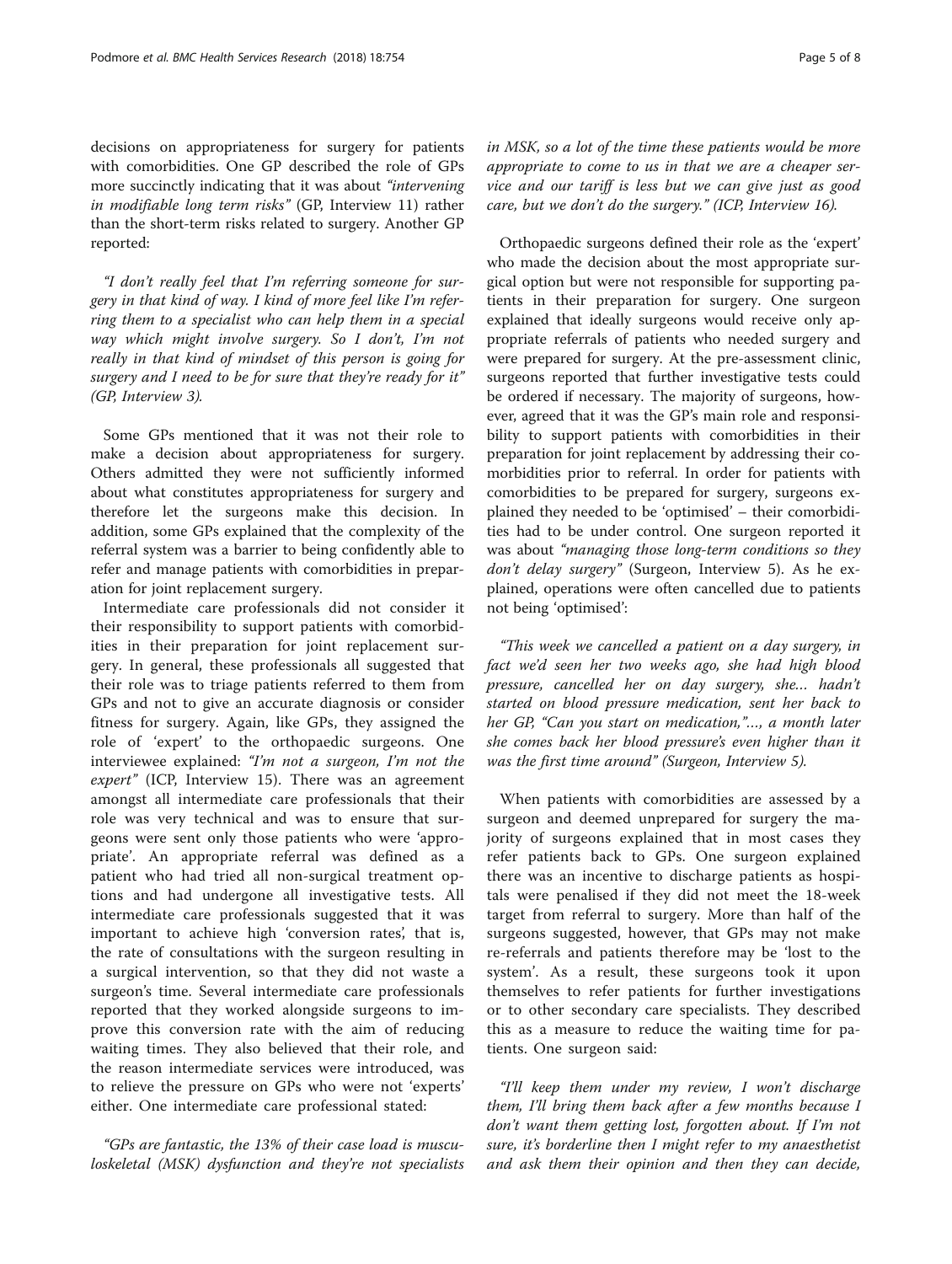decisions on appropriateness for surgery for patients with comorbidities. One GP described the role of GPs more succinctly indicating that it was about *"intervening in modifiable long term risks"* (GP, Interview 11) rather than the short-term risks related to surgery. Another GP reported:

*"I don't really feel that I'm referring someone for surgery in that kind of way. I kind of more feel like I'm referring them to a specialist who can help them in a special way which might involve surgery. So I don't, I'm not really in that kind of mindset of this person is going for surgery and I need to be for sure that they're ready for it" (GP, Interview 3).*

Some GPs mentioned that it was not their role to make a decision about appropriateness for surgery. Others admitted they were not sufficiently informed about what constitutes appropriateness for surgery and therefore let the surgeons make this decision. In addition, some GPs explained that the complexity of the referral system was a barrier to being confidently able to refer and manage patients with comorbidities in preparation for joint replacement surgery.

Intermediate care professionals did not consider it their responsibility to support patients with comorbidities in their preparation for joint replacement surgery. In general, these professionals all suggested that their role was to triage patients referred to them from GPs and not to give an accurate diagnosis or consider fitness for surgery. Again, like GPs, they assigned the role of 'expert' to the orthopaedic surgeons. One interviewee explained: *"I'm not a surgeon, I'm not the expert"* (ICP, Interview 15). There was an agreement amongst all intermediate care professionals that their role was very technical and was to ensure that surgeons were sent only those patients who were 'appropriate'. An appropriate referral was defined as a patient who had tried all non-surgical treatment options and had undergone all investigative tests. All intermediate care professionals suggested that it was important to achieve high 'conversion rates', that is, the rate of consultations with the surgeon resulting in a surgical intervention, so that they did not waste a surgeon's time. Several intermediate care professionals reported that they worked alongside surgeons to improve this conversion rate with the aim of reducing waiting times. They also believed that their role, and the reason intermediate services were introduced, was to relieve the pressure on GPs who were not 'experts' either. One intermediate care professional stated:

*"GPs are fantastic, the 13% of their case load is musculoskeletal (MSK) dysfunction and they're not specialists in MSK, so a lot of the time these patients would be more appropriate to come to us in that we are a cheaper service and our tariff is less but we can give just as good care, but we don't do the surgery." (ICP, Interview 16).*

Orthopaedic surgeons defined their role as the 'expert' who made the decision about the most appropriate surgical option but were not responsible for supporting patients in their preparation for surgery. One surgeon explained that ideally surgeons would receive only appropriate referrals of patients who needed surgery and were prepared for surgery. At the pre-assessment clinic, surgeons reported that further investigative tests could be ordered if necessary. The majority of surgeons, however, agreed that it was the GP's main role and responsibility to support patients with comorbidities in their preparation for joint replacement by addressing their comorbidities prior to referral. In order for patients with comorbidities to be prepared for surgery, surgeons explained they needed to be 'optimised' – their comorbidities had to be under control. One surgeon reported it was about *"managing those long-term conditions so they don't delay surgery"* (Surgeon, Interview 5). As he explained, operations were often cancelled due to patients not being 'optimised':

*"This week we cancelled a patient on a day surgery, in fact we'd seen her two weeks ago, she had high blood pressure, cancelled her on day surgery, she… hadn't started on blood pressure medication, sent her back to her GP, "Can you start on medication,"…, a month later she comes back her blood pressure's even higher than it was the first time around" (Surgeon, Interview 5).*

When patients with comorbidities are assessed by a surgeon and deemed unprepared for surgery the majority of surgeons explained that in most cases they refer patients back to GPs. One surgeon explained there was an incentive to discharge patients as hospitals were penalised if they did not meet the 18-week target from referral to surgery. More than half of the surgeons suggested, however, that GPs may not make re-referrals and patients therefore may be 'lost to the system'. As a result, these surgeons took it upon themselves to refer patients for further investigations or to other secondary care specialists. They described this as a measure to reduce the waiting time for patients. One surgeon said:

*"I'll keep them under my review, I won't discharge them, I'll bring them back after a few months because I don't want them getting lost, forgotten about. If I'm not sure, it's borderline then I might refer to my anaesthetist and ask them their opinion and then they can decide,*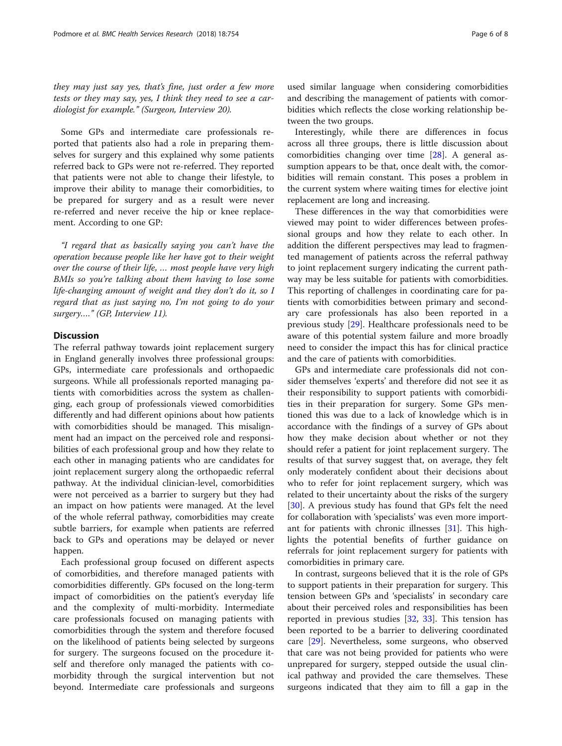*they may just say yes, that's fine, just order a few more tests or they may say, yes, I think they need to see a cardiologist for example." (Surgeon, Interview 20).*

Some GPs and intermediate care professionals reported that patients also had a role in preparing themselves for surgery and this explained why some patients referred back to GPs were not re-referred. They reported that patients were not able to change their lifestyle, to improve their ability to manage their comorbidities, to be prepared for surgery and as a result were never re-referred and never receive the hip or knee replacement. According to one GP:

> *"I regard that as basically saying you can't have the operation because people like her have got to their weight over the course of their life, ... most people have very high BMIs so you're talking about them having to lose some life-changing amount of weight and they don't do it, so I regard that as just saying no, I'm not going to do your surgery…." (GP, Interview 11).*

## Discussion

The referral pathway towards joint replacement surgery in England generally involves three professional groups: GPs, intermediate care professionals and orthopaedic surgeons. While all professionals reported managing patients with comorbidities across the system as challenging, each group of professionals viewed comorbidities differently and had different opinions about how patients with comorbidities should be managed. This misalignment had an impact on the perceived role and responsibilities of each professional group and how they relate to each other in managing patients who are candidates for joint replacement surgery along the orthopaedic referral pathway. At the individual clinician-level, comorbidities were not perceived as a barrier to surgery but they had an impact on how patients were managed. At the level of the whole referral pathway, comorbidities may create subtle barriers, for example when patients are referred back to GPs and operations may be delayed or never happen.

Each professional group focused on different aspects of comorbidities, and therefore managed patients with comorbidities differently. GPs focused on the long-term impact of comorbidities on the patient's everyday life and the complexity of multi-morbidity. Intermediate care professionals focused on managing patients with comorbidities through the system and therefore focused on the likelihood of patients being selected by surgeons for surgery. The surgeons focused on the procedure itself and therefore only managed the patients with comorbidity through the surgical intervention but not beyond. Intermediate care professionals and surgeons used similar language when considering comorbidities and describing the management of patients with comorbidities which reflects the close working relationship between the two groups.

Interestingly, while there are differences in focus across all three groups, there is little discussion about comorbidities changing over time [28]. A general assumption appears to be that, once dealt with, the comorbidities will remain constant. This poses a problem in the current system where waiting times for elective joint replacement are long and increasing.

These differences in the way that comorbidities were viewed may point to wider differences between professional groups and how they relate to each other. In addition the different perspectives may lead to fragmented management of patients across the referral pathway to joint replacement surgery indicating the current pathway may be less suitable for patients with comorbidities. This reporting of challenges in coordinating care for patients with comorbidities between primary and secondary care professionals has also been reported in a previous study [29]. Healthcare professionals need to be aware of this potential system failure and more broadly need to consider the impact this has for clinical practice and the care of patients with comorbidities.

GPs and intermediate care professionals did not consider themselves 'experts' and therefore did not see it as their responsibility to support patients with comorbidities in their preparation for surgery. Some GPs mentioned this was due to a lack of knowledge which is in accordance with the findings of a survey of GPs about how they make decision about whether or not they should refer a patient for joint replacement surgery. The results of that survey suggest that, on average, they felt only moderately confident about their decisions about who to refer for joint replacement surgery, which was related to their uncertainty about the risks of the surgery [30]. A previous study has found that GPs felt the need for collaboration with 'specialists' was even more important for patients with chronic illnesses [31]. This highlights the potential benefits of further guidance on referrals for joint replacement surgery for patients with comorbidities in primary care.

In contrast, surgeons believed that it is the role of GPs to support patients in their preparation for surgery. This tension between GPs and 'specialists' in secondary care about their perceived roles and responsibilities has been reported in previous studies [32, 33]. This tension has been reported to be a barrier to delivering coordinated care [29]. Nevertheless, some surgeons, who observed that care was not being provided for patients who were unprepared for surgery, stepped outside the usual clinical pathway and provided the care themselves. These surgeons indicated that they aim to fill a gap in the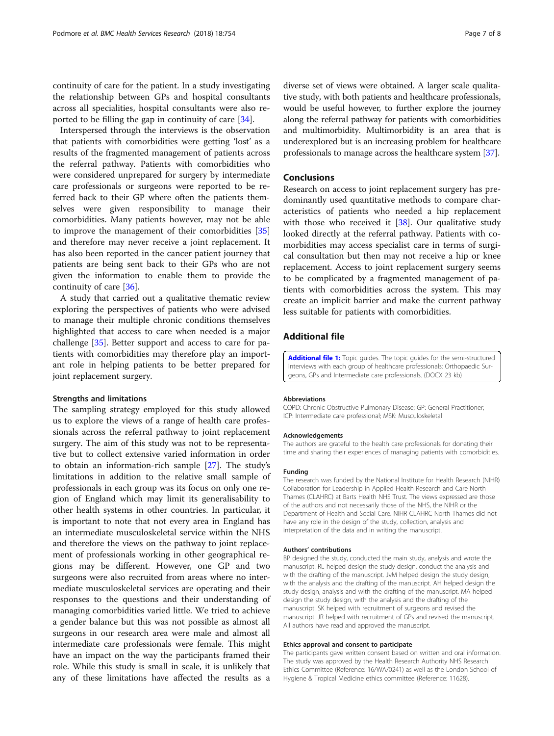continuity of care for the patient. In a study investigating the relationship between GPs and hospital consultants across all specialities, hospital consultants were also reported to be filling the gap in continuity of care [34].

Interspersed through the interviews is the observation that patients with comorbidities were getting 'lost' as a results of the fragmented management of patients across the referral pathway. Patients with comorbidities who were considered unprepared for surgery by intermediate care professionals or surgeons were reported to be referred back to their GP where often the patients themselves were given responsibility to manage their comorbidities. Many patients however, may not be able to improve the management of their comorbidities [35] and therefore may never receive a joint replacement. It has also been reported in the cancer patient journey that patients are being sent back to their GPs who are not given the information to enable them to provide the continuity of care [36].

A study that carried out a qualitative thematic review exploring the perspectives of patients who were advised to manage their multiple chronic conditions themselves highlighted that access to care when needed is a major challenge [35]. Better support and access to care for patients with comorbidities may therefore play an important role in helping patients to be better prepared for joint replacement surgery.

### Strengths and limitations

The sampling strategy employed for this study allowed us to explore the views of a range of health care professionals across the referral pathway to joint replacement surgery. The aim of this study was not to be representative but to collect extensive varied information in order to obtain an information-rich sample [27]. The study's limitations in addition to the relative small sample of professionals in each group was its focus on only one region of England which may limit its generalisability to other health systems in other countries. In particular, it is important to note that not every area in England has an intermediate musculoskeletal service within the NHS and therefore the views on the pathway to joint replacement of professionals working in other geographical regions may be different. However, one GP and two surgeons were also recruited from areas where no intermediate musculoskeletal services are operating and their responses to the questions and their understanding of managing comorbidities varied little. We tried to achieve a gender balance but this was not possible as almost all surgeons in our research area were male and almost all intermediate care professionals were female. This might have an impact on the way the participants framed their role. While this study is small in scale, it is unlikely that any of these limitations have affected the results as a diverse set of views were obtained. A larger scale qualitative study, with both patients and healthcare professionals, would be useful however, to further explore the journey along the referral pathway for patients with comorbidities and multimorbidity. Multimorbidity is an area that is underexplored but is an increasing problem for healthcare professionals to manage across the healthcare system [37].

## Conclusions

Research on access to joint replacement surgery has predominantly used quantitative methods to compare characteristics of patients who needed a hip replacement with those who received it [38]. Our qualitative study looked directly at the referral pathway. Patients with comorbidities may access specialist care in terms of surgical consultation but then may not receive a hip or knee replacement. Access to joint replacement surgery seems to be complicated by a fragmented management of patients with comorbidities across the system. This may create an implicit barrier and make the current pathway less suitable for patients with comorbidities.

## Additional file

**Additional file 1:** Topic guides. The topic guides for the semi-structured interviews with each group of healthcare professionals: Orthopaedic Surgeons, GPs and Intermediate care professionals. (DOCX 23 kb)

#### Abbreviations

COPD: Chronic Obstructive Pulmonary Disease; GP: General Practitioner; ICP: Intermediate care professional; MSK: Musculoskeletal

#### Acknowledgements

The authors are grateful to the health care professionals for donating their time and sharing their experiences of managing patients with comorbidities.

#### Funding

The research was funded by the National Institute for Health Research (NIHR) Collaboration for Leadership in Applied Health Research and Care North Thames (CLAHRC) at Barts Health NHS Trust. The views expressed are those of the authors and not necessarily those of the NHS, the NIHR or the Department of Health and Social Care. NIHR CLAHRC North Thames did not have any role in the design of the study, collection, analysis and interpretation of the data and in writing the manuscript.

#### Authors' contributions

BP designed the study, conducted the main study, analysis and wrote the manuscript. RL helped design the study design, conduct the analysis and with the drafting of the manuscript. JvM helped design the study design, with the analysis and the drafting of the manuscript. AH helped design the study design, analysis and with the drafting of the manuscript. MA helped design the study design, with the analysis and the drafting of the manuscript. SK helped with recruitment of surgeons and revised the manuscript. JR helped with recruitment of GPs and revised the manuscript. All authors have read and approved the manuscript.

#### Ethics approval and consent to participate

The participants gave written consent based on written and oral information. The study was approved by the Health Research Authority NHS Research Ethics Committee (Reference: 16/WA/0241) as well as the London School of Hygiene & Tropical Medicine ethics committee (Reference: 11628).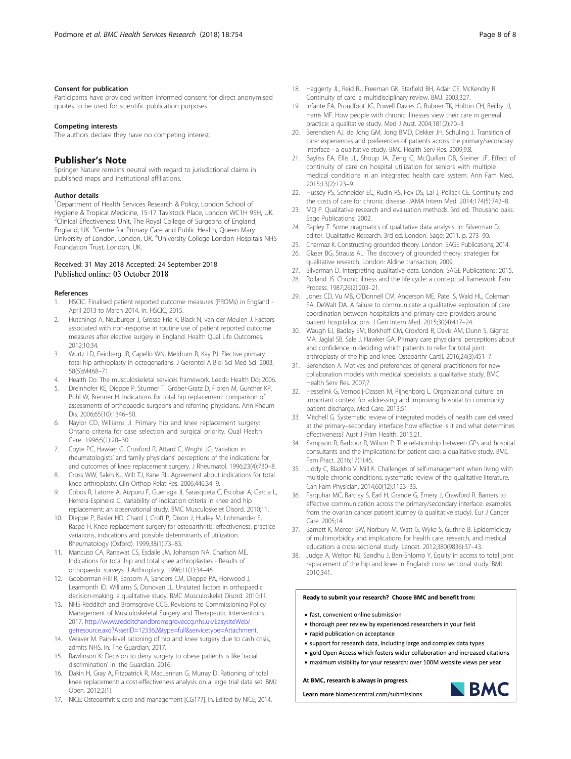#### Consent for publication

Participants have provided written informed consent for direct anonymised quotes to be used for scientific publication purposes.

#### Competing interests

The authors declare they have no competing interest.

### Publisher's Note

Springer Nature remains neutral with regard to jurisdictional claims in published maps and institutional affiliations.

#### Author details

[1]Department of Health Services Research & Policy, London School of Hygiene & Tropical Medicine, 15-17 Tavistock Place, London WC1H 9SH, UK. [2]Clinical Effectiveness Unit, The Royal College of Surgeons of England, England, UK. [3]Centre for Primary Care and Public Health, Queen Mary University of London, London, UK. [4]University College London Hospitals NHS Foundation Trust, London, UK.

Received: 31 May 2018 Accepted: 24 September 2018
Published online: 03 October 2018

#### References

1. HSCIC. Finalised patient reported outcome measures (PROMs) in England - April 2013 to March 2014. In: HSCIC; 2015.
2. Hutchings A, Neuburger J, Grosse Frie K, Black N, van der Meulen J. Factors associated with non-response in routine use of patient reported outcome measures after elective surgery in England. Health Qual Life Outcomes. 2012;10:34.
3. Wurtz LD, Feinberg JR, Capello WN, Meldrum R, Kay PJ. Elective primary total hip arthroplasty in octogenarians. J Gerontol A Biol Sci Med Sci. 2003; 58(5):M468–71.
4. Health Do: The musculoskeletal services framework. Leeds: Health Do; 2006.
5. Dreinhofer KE, Dieppe P, Sturmer T, Grober-Gratz D, Floren M, Gunther KP, Puhl W, Brenner H. Indications for total hip replacement: comparison of assessments of orthopaedic surgeons and referring physicians. Ann Rheum Dis. 2006;65(10):1346–50.
6. Naylor CD, Williams JI. Primary hip and knee replacement surgery: Ontario criteria for case selection and surgical priority. Qual Health Care. 1996;5(1):20–30.
7. Coyte PC, Hawker G, Croxford R, Attard C, Wright JG. Variation in rheumatologists' and family physicians' perceptions of the indications for and outcomes of knee replacement surgery. J Rheumatol. 1996;23(4):730–8.
8. Cross WW, Saleh KJ, Wilt TJ, Kane RL. Agreement about indications for total knee arthroplasty. Clin Orthop Relat Res. 2006;446:34–9.
9. Cobos R, Latorre A, Aizpuru F, Guenaga JI, Sarasqueta C, Escobar A, Garcia L, Herrera-Espineira C. Variability of indication criteria in knee and hip replacement: an observational study. BMC Musculoskelet Disord. 2010;11.
10. Dieppe P, Basler HD, Chard J, Croft P, Dixon J, Hurley M, Lohmander S, Raspe H. Knee replacement surgery for osteoarthritis: effectiveness, practice variations, indications and possible determinants of utilization. Rheumatology (Oxford). 1999;38(1):73–83.
11. Mancuso CA, Ranawat CS, Esdaile JM, Johanson NA, Charlson ME. Indications for total hip and total knee arthroplasties - Results of orthopaedic surveys. J Arthroplasty. 1996;11(1):34–46.
12. Gooberman-Hill R, Sansom A, Sanders CM, Dieppe PA, Horwood J, Learmonth ID, Williams S, Donovan JL. Unstated factors in orthopaedic decision-making: a qualitative study. BMC Musculoskelet Disord. 2010;11.
13. NHS Redditch and Bromsgrove CCG. Revisions to Commissioning Policy Management of Musculoskeletal Surgery and Therapeutic Interventions. 2017. http://www.redditchandbromsgroveccg.nhs.uk/EasysiteWeb/getresource.axd?AssetID=123362&type=full&servicetype=Attachment.
14. Weaver M. Pain-level rationing of hip and knee surgery due to cash crisis, admits NHS. In: The Guardian; 2017.
15. Rawlinson K: Decision to deny surgery to obese patients is like 'racial discrimination' in: the Guardian. 2016.
16. Dakin H, Gray A, Fitzpatrick R, MacLennan G, Murray D. Rationing of total knee replacement: a cost-effectiveness analysis on a large trial data set. BMJ Open. 2012;2(1).
17. NICE: Osteoarthritis: care and management [CG177]. In. Edited by NICE; 2014.
18. Haggerty JL, Reid RJ, Freeman GK, Starfield BH, Adair CE, McKendry R. Continuity of care: a multidisciplinary review. BMJ. 2003;327.
19. Infante FA, Proudfoot JG, Powell Davies G, Bubner TK, Holton CH, Beilby JJ, Harris MF. How people with chronic illnesses view their care in general practice: a qualitative study. Med J Aust. 2004;181(2):70–3.
20. Berendsen AJ, de Jong GM, Jong BMD, Dekker JH, Schuling J. Transition of care: experiences and preferences of patients across the primary/secondary interface - a qualitative study. BMC Health Serv Res. 2009;9:8.
21. Bayliss EA, Ellis JL, Shoup JA, Zeng C, McQuillan DB, Steiner JF. Effect of continuity of care on hospital utilization for seniors with multiple medical conditions in an integrated health care system. Ann Fam Med. 2015;13(2):123–9.
22. Hussey PS, Schneider EC, Rudin RS, Fox DS, Lai J, Pollack CE. Continuity and the costs of care for chronic disease. JAMA Intern Med. 2014;174(5):742–8.
23. MQ P. Qualitative research and evaluation methods. 3rd ed. Thousand oaks: Sage Publications; 2002.
24. Rapley T. Some pragmatics of qualitative data analysis. In: Silverman D, editor. Qualitative Research. 3rd ed. London: Sage; 2011. p. 273–90.
25. Charmaz K. Constructing grounded theory. London: SAGE Publications; 2014.
26. Glaser BG, Strauss AL: The discovery of grounded theory: strategies for qualitative research. London: Aldine transaction; 2009.
27. Silverman D. Interpreting qualitative data. London: SAGE Publications; 2015.
28. Rolland JS. Chronic illness and the life cycle: a conceptual framework. Fam Process. 1987;26(2):203–21.
29. Jones CD, Vu MB, O'Donnell CM, Anderson ME, Patel S, Wald HL, Coleman EA, DeWalt DA. A failure to communicate: a qualitative exploration of care coordination between hospitalists and primary care providers around patient hospitalizations. J Gen Intern Med. 2015;30(4):417–24.
30. Waugh EJ, Badley EM, Borkhoff CM, Croxford R, Davis AM, Dunn S, Gignac MA, Jaglal SB, Sale J, Hawker GA. Primary care physicians' perceptions about and confidence in deciding which patients to refer for total joint arthroplasty of the hip and knee. Osteoarthr Cartil. 2016;24(3):451–7.
31. Berendsen A. Motives and preferences of general practitioners for new collaboration models with medical specialists: a qualitative study. BMC Health Serv Res. 2007;7.
32. Hesselink G, Vernooij-Dassen M, Pijnenborg L. Organizational culture: an important context for addressing and improving hospital to community patient discharge. Med Care. 2013;51.
33. Mitchell G. Systematic review of integrated models of health care delivered at the primary–secondary interface: how effective is it and what determines effectiveness? Aust J Prim Health. 2015;21.
34. Sampson R, Barbour R, Wilson P. The relationship between GPs and hospital consultants and the implications for patient care: a qualitative study. BMC Fam Pract. 2016;17(1):45.
35. Liddy C, Blazkho V, Mill K. Challenges of self-management when living with multiple chronic conditions: systematic review of the qualitative literature. Can Fam Physician. 2014;60(12):1123–33.
36. Farquhar MC, Barclay S, Earl H, Grande G, Emery J, Crawford R. Barriers to effective communication across the primary/secondary interface: examples from the ovarian cancer patient journey (a qualitative study). Eur J Cancer Care. 2005;14.
37. Barnett K, Mercer SW, Norbury M, Watt G, Wyke S, Guthrie B. Epidemiology of multimorbidity and implications for health care, research, and medical education: a cross-sectional study. Lancet. 2012;380(9836):37–43.
38. Judge A, Welton NJ, Sandhu J, Ben-Shlomo Y. Equity in access to total joint replacement of the hip and knee in England: cross sectional study. BMJ. 2010;341.

**Ready to submit your research? Choose BMC and benefit from:**

- fast, convenient online submission
- thorough peer review by experienced researchers in your field
- rapid publication on acceptance
- support for research data, including large and complex data types
- gold Open Access which fosters wider collaboration and increased citations
- maximum visibility for your research: over 100M website views per year

**At BMC, research is always in progress.**

**Learn more** biomedcentral.com/submissions

BMC